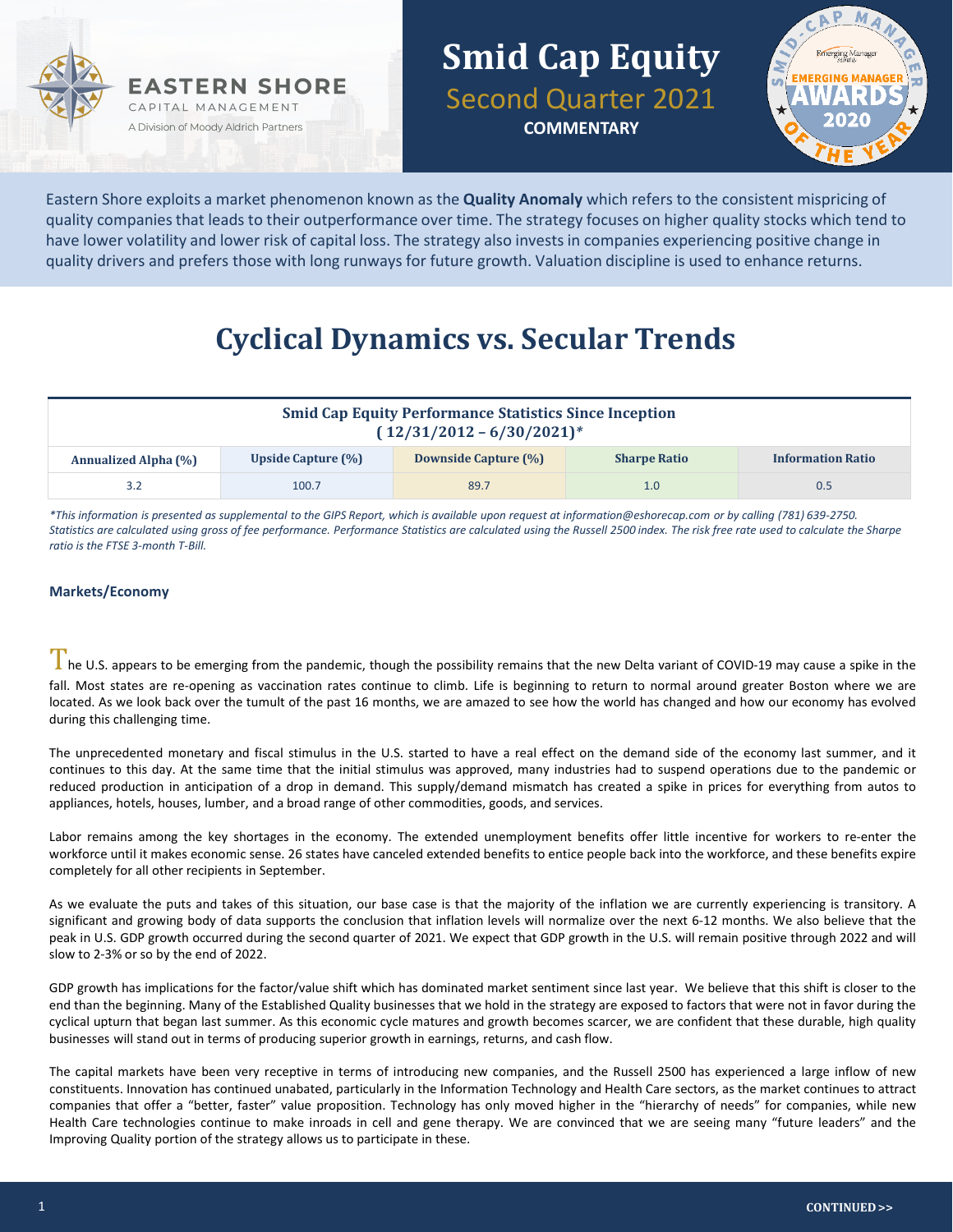EASTERN SHORE
CAPITAL MANAGEMENT
A Division of Moody Aldrich Partners

# Smid Cap Equity
## Second Quarter 2021
**COMMENTARY**

Eastern Shore exploits a market phenomenon known as the **Quality Anomaly** which refers to the consistent mispricing of quality companies that leads to their outperformance over time. The strategy focuses on higher quality stocks which tend to have lower volatility and lower risk of capital loss. The strategy also invests in companies experiencing positive change in quality drivers and prefers those with long runways for future growth. Valuation discipline is used to enhance returns.

# Cyclical Dynamics vs. Secular Trends

**Smid Cap Equity Performance Statistics Since Inception (12/31/2012 – 6/30/2021)***

| Annualized Alpha (%) | Upside Capture (%) | Downside Capture (%) | Sharpe Ratio | Information Ratio |
|---|---|---|---|---|
| 3.2 | 100.7 | 89.7 | 1.0 | 0.5 |

*\*This information is presented as supplemental to the GIPS Report, which is available upon request at information@eshorecap.com or by calling (781) 639-2750. Statistics are calculated using gross of fee performance. Performance Statistics are calculated using the Russell 2500 index. The risk free rate used to calculate the Sharpe ratio is the FTSE 3-month T-Bill.*

### Markets/Economy

The U.S. appears to be emerging from the pandemic, though the possibility remains that the new Delta variant of COVID-19 may cause a spike in the fall. Most states are re-opening as vaccination rates continue to climb. Life is beginning to return to normal around greater Boston where we are located. As we look back over the tumult of the past 16 months, we are amazed to see how the world has changed and how our economy has evolved during this challenging time.

The unprecedented monetary and fiscal stimulus in the U.S. started to have a real effect on the demand side of the economy last summer, and it continues to this day. At the same time that the initial stimulus was approved, many industries had to suspend operations due to the pandemic or reduced production in anticipation of a drop in demand. This supply/demand mismatch has created a spike in prices for everything from autos to appliances, hotels, houses, lumber, and a broad range of other commodities, goods, and services.

Labor remains among the key shortages in the economy. The extended unemployment benefits offer little incentive for workers to re-enter the workforce until it makes economic sense. 26 states have canceled extended benefits to entice people back into the workforce, and these benefits expire completely for all other recipients in September.

As we evaluate the puts and takes of this situation, our base case is that the majority of the inflation we are currently experiencing is transitory. A significant and growing body of data supports the conclusion that inflation levels will normalize over the next 6-12 months. We also believe that the peak in U.S. GDP growth occurred during the second quarter of 2021. We expect that GDP growth in the U.S. will remain positive through 2022 and will slow to 2-3% or so by the end of 2022.

GDP growth has implications for the factor/value shift which has dominated market sentiment since last year. We believe that this shift is closer to the end than the beginning. Many of the Established Quality businesses that we hold in the strategy are exposed to factors that were not in favor during the cyclical upturn that began last summer. As this economic cycle matures and growth becomes scarcer, we are confident that these durable, high quality businesses will stand out in terms of producing superior growth in earnings, returns, and cash flow.

The capital markets have been very receptive in terms of introducing new companies, and the Russell 2500 has experienced a large inflow of new constituents. Innovation has continued unabated, particularly in the Information Technology and Health Care sectors, as the market continues to attract companies that offer a "better, faster" value proposition. Technology has only moved higher in the "hierarchy of needs" for companies, while new Health Care technologies continue to make inroads in cell and gene therapy. We are convinced that we are seeing many "future leaders" and the Improving Quality portion of the strategy allows us to participate in these.

CONTINUED >>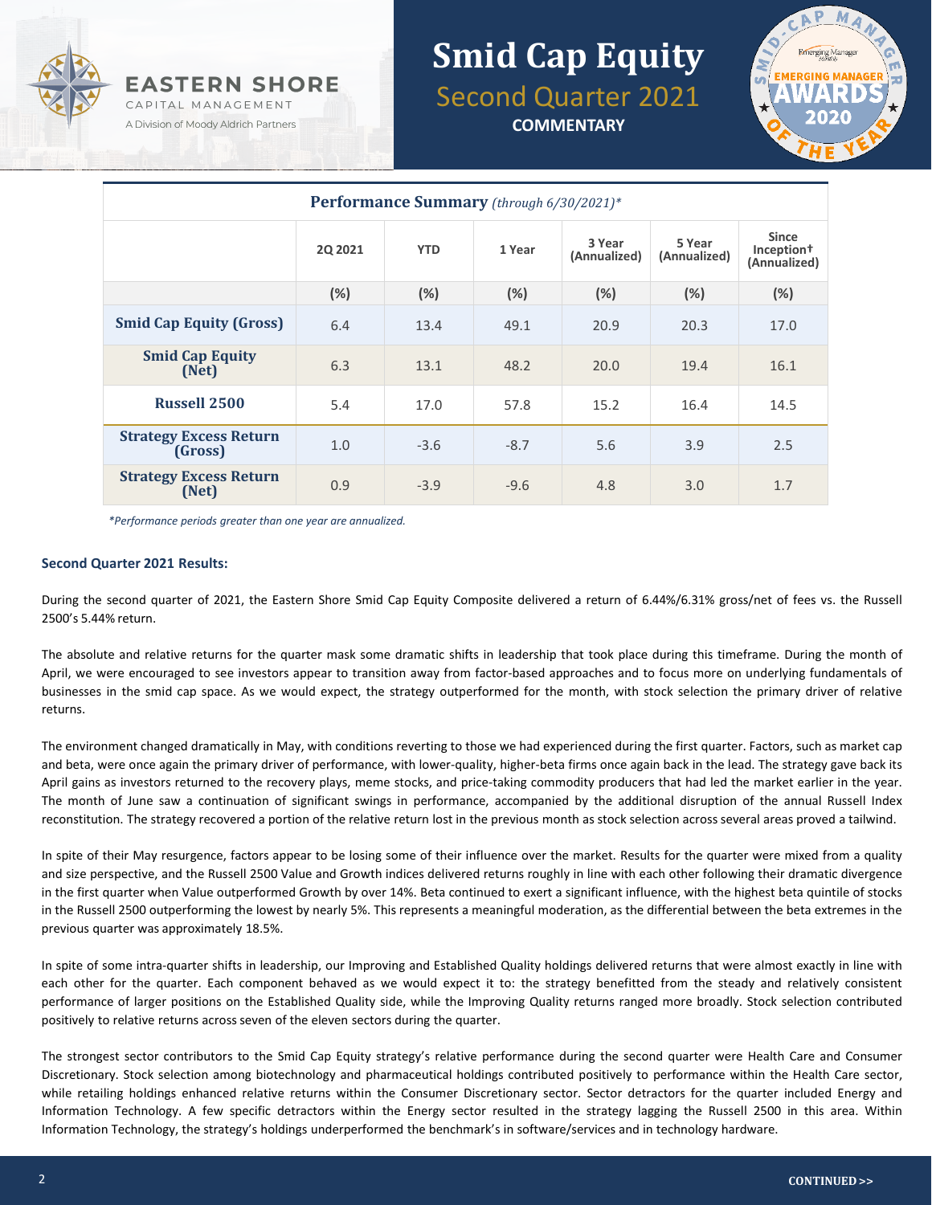EASTERN SHORE
CAPITAL MANAGEMENT
A Division of Moody Aldrich Partners

# Smid Cap Equity
## Second Quarter 2021
**COMMENTARY**

**Performance Summary** *(through 6/30/2021)\**

| | 2Q 2021 | YTD | 1 Year | 3 Year (Annualized) | 5 Year (Annualized) | Since Inception† (Annualized) |
|---|---|---|---|---|---|---|
| | (%) | (%) | (%) | (%) | (%) | (%) |
| **Smid Cap Equity (Gross)** | 6.4 | 13.4 | 49.1 | 20.9 | 20.3 | 17.0 |
| **Smid Cap Equity (Net)** | 6.3 | 13.1 | 48.2 | 20.0 | 19.4 | 16.1 |
| **Russell 2500** | 5.4 | 17.0 | 57.8 | 15.2 | 16.4 | 14.5 |
| **Strategy Excess Return (Gross)** | 1.0 | -3.6 | -8.7 | 5.6 | 3.9 | 2.5 |
| **Strategy Excess Return (Net)** | 0.9 | -3.9 | -9.6 | 4.8 | 3.0 | 1.7 |

*\*Performance periods greater than one year are annualized.*

### Second Quarter 2021 Results:

During the second quarter of 2021, the Eastern Shore Smid Cap Equity Composite delivered a return of 6.44%/6.31% gross/net of fees vs. the Russell 2500's 5.44% return.

The absolute and relative returns for the quarter mask some dramatic shifts in leadership that took place during this timeframe. During the month of April, we were encouraged to see investors appear to transition away from factor-based approaches and to focus more on underlying fundamentals of businesses in the smid cap space. As we would expect, the strategy outperformed for the month, with stock selection the primary driver of relative returns.

The environment changed dramatically in May, with conditions reverting to those we had experienced during the first quarter. Factors, such as market cap and beta, were once again the primary driver of performance, with lower-quality, higher-beta firms once again back in the lead. The strategy gave back its April gains as investors returned to the recovery plays, meme stocks, and price-taking commodity producers that had led the market earlier in the year. The month of June saw a continuation of significant swings in performance, accompanied by the additional disruption of the annual Russell Index reconstitution. The strategy recovered a portion of the relative return lost in the previous month as stock selection across several areas proved a tailwind.

In spite of their May resurgence, factors appear to be losing some of their influence over the market. Results for the quarter were mixed from a quality and size perspective, and the Russell 2500 Value and Growth indices delivered returns roughly in line with each other following their dramatic divergence in the first quarter when Value outperformed Growth by over 14%. Beta continued to exert a significant influence, with the highest beta quintile of stocks in the Russell 2500 outperforming the lowest by nearly 5%. This represents a meaningful moderation, as the differential between the beta extremes in the previous quarter was approximately 18.5%.

In spite of some intra-quarter shifts in leadership, our Improving and Established Quality holdings delivered returns that were almost exactly in line with each other for the quarter. Each component behaved as we would expect it to: the strategy benefitted from the steady and relatively consistent performance of larger positions on the Established Quality side, while the Improving Quality returns ranged more broadly. Stock selection contributed positively to relative returns across seven of the eleven sectors during the quarter.

The strongest sector contributors to the Smid Cap Equity strategy's relative performance during the second quarter were Health Care and Consumer Discretionary. Stock selection among biotechnology and pharmaceutical holdings contributed positively to performance within the Health Care sector, while retailing holdings enhanced relative returns within the Consumer Discretionary sector. Sector detractors for the quarter included Energy and Information Technology. A few specific detractors within the Energy sector resulted in the strategy lagging the Russell 2500 in this area. Within Information Technology, the strategy's holdings underperformed the benchmark's in software/services and in technology hardware.

**CONTINUED >>**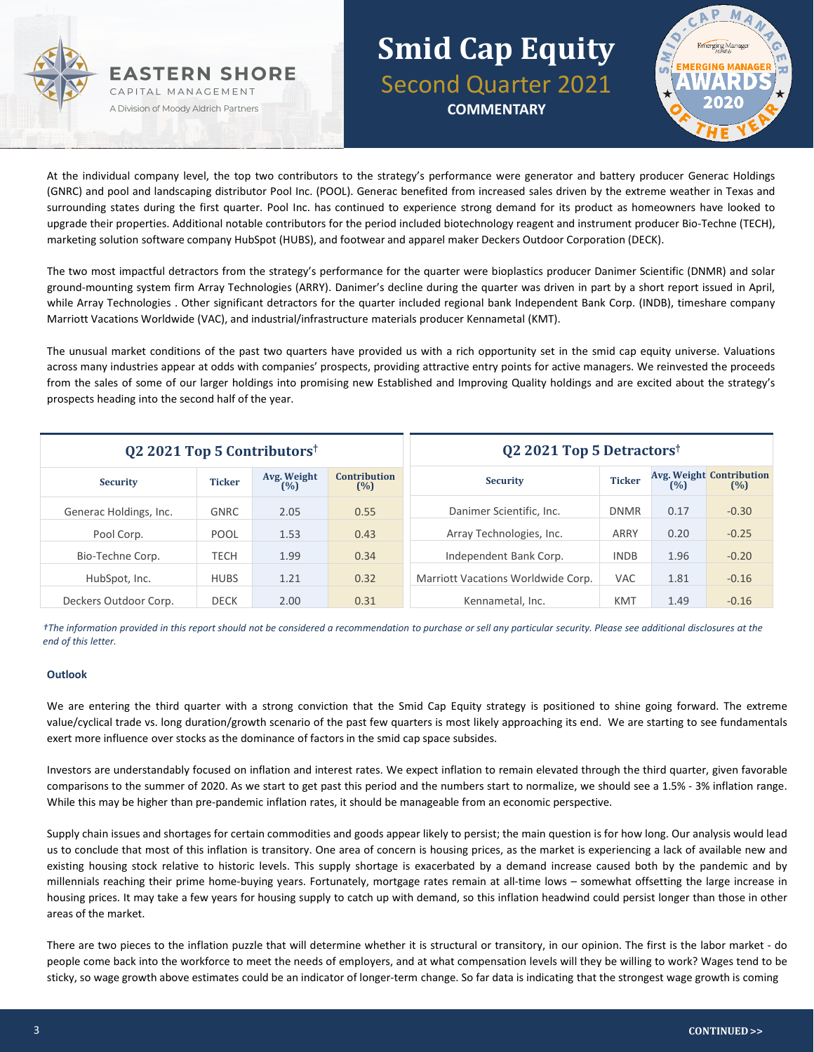At the individual company level, the top two contributors to the strategy's performance were generator and battery producer Generac Holdings (GNRC) and pool and landscaping distributor Pool Inc. (POOL). Generac benefited from increased sales driven by the extreme weather in Texas and surrounding states during the first quarter. Pool Inc. has continued to experience strong demand for its product as homeowners have looked to upgrade their properties. Additional notable contributors for the period included biotechnology reagent and instrument producer Bio-Techne (TECH), marketing solution software company HubSpot (HUBS), and footwear and apparel maker Deckers Outdoor Corporation (DECK).

The two most impactful detractors from the strategy's performance for the quarter were bioplastics producer Danimer Scientific (DNMR) and solar ground-mounting system firm Array Technologies (ARRY). Danimer's decline during the quarter was driven in part by a short report issued in April, while Array Technologies . Other significant detractors for the quarter included regional bank Independent Bank Corp. (INDB), timeshare company Marriott Vacations Worldwide (VAC), and industrial/infrastructure materials producer Kennametal (KMT).

The unusual market conditions of the past two quarters have provided us with a rich opportunity set in the smid cap equity universe. Valuations across many industries appear at odds with companies' prospects, providing attractive entry points for active managers. We reinvested the proceeds from the sales of some of our larger holdings into promising new Established and Improving Quality holdings and are excited about the strategy's prospects heading into the second half of the year.

**Q2 2021 Top 5 Contributors†**

| Security | Ticker | Avg. Weight (%) | Contribution (%) |
|---|---|---|---|
| Generac Holdings, Inc. | GNRC | 2.05 | 0.55 |
| Pool Corp. | POOL | 1.53 | 0.43 |
| Bio-Techne Corp. | TECH | 1.99 | 0.34 |
| HubSpot, Inc. | HUBS | 1.21 | 0.32 |
| Deckers Outdoor Corp. | DECK | 2.00 | 0.31 |

**Q2 2021 Top 5 Detractors†**

| Security | Ticker | Avg. Weight (%) | Contribution (%) |
|---|---|---|---|
| Danimer Scientific, Inc. | DNMR | 0.17 | -0.30 |
| Array Technologies, Inc. | ARRY | 0.20 | -0.25 |
| Independent Bank Corp. | INDB | 1.96 | -0.20 |
| Marriott Vacations Worldwide Corp. | VAC | 1.81 | -0.16 |
| Kennametal, Inc. | KMT | 1.49 | -0.16 |

*†The information provided in this report should not be considered a recommendation to purchase or sell any particular security. Please see additional disclosures at the end of this letter.*

**Outlook**

We are entering the third quarter with a strong conviction that the Smid Cap Equity strategy is positioned to shine going forward. The extreme value/cyclical trade vs. long duration/growth scenario of the past few quarters is most likely approaching its end. We are starting to see fundamentals exert more influence over stocks as the dominance of factors in the smid cap space subsides.

Investors are understandably focused on inflation and interest rates. We expect inflation to remain elevated through the third quarter, given favorable comparisons to the summer of 2020. As we start to get past this period and the numbers start to normalize, we should see a 1.5% - 3% inflation range. While this may be higher than pre-pandemic inflation rates, it should be manageable from an economic perspective.

Supply chain issues and shortages for certain commodities and goods appear likely to persist; the main question is for how long. Our analysis would lead us to conclude that most of this inflation is transitory. One area of concern is housing prices, as the market is experiencing a lack of available new and existing housing stock relative to historic levels. This supply shortage is exacerbated by a demand increase caused both by the pandemic and by millennials reaching their prime home-buying years. Fortunately, mortgage rates remain at all-time lows – somewhat offsetting the large increase in housing prices. It may take a few years for housing supply to catch up with demand, so this inflation headwind could persist longer than those in other areas of the market.

There are two pieces to the inflation puzzle that will determine whether it is structural or transitory, in our opinion. The first is the labor market - do people come back into the workforce to meet the needs of employers, and at what compensation levels will they be willing to work? Wages tend to be sticky, so wage growth above estimates could be an indicator of longer-term change. So far data is indicating that the strongest wage growth is coming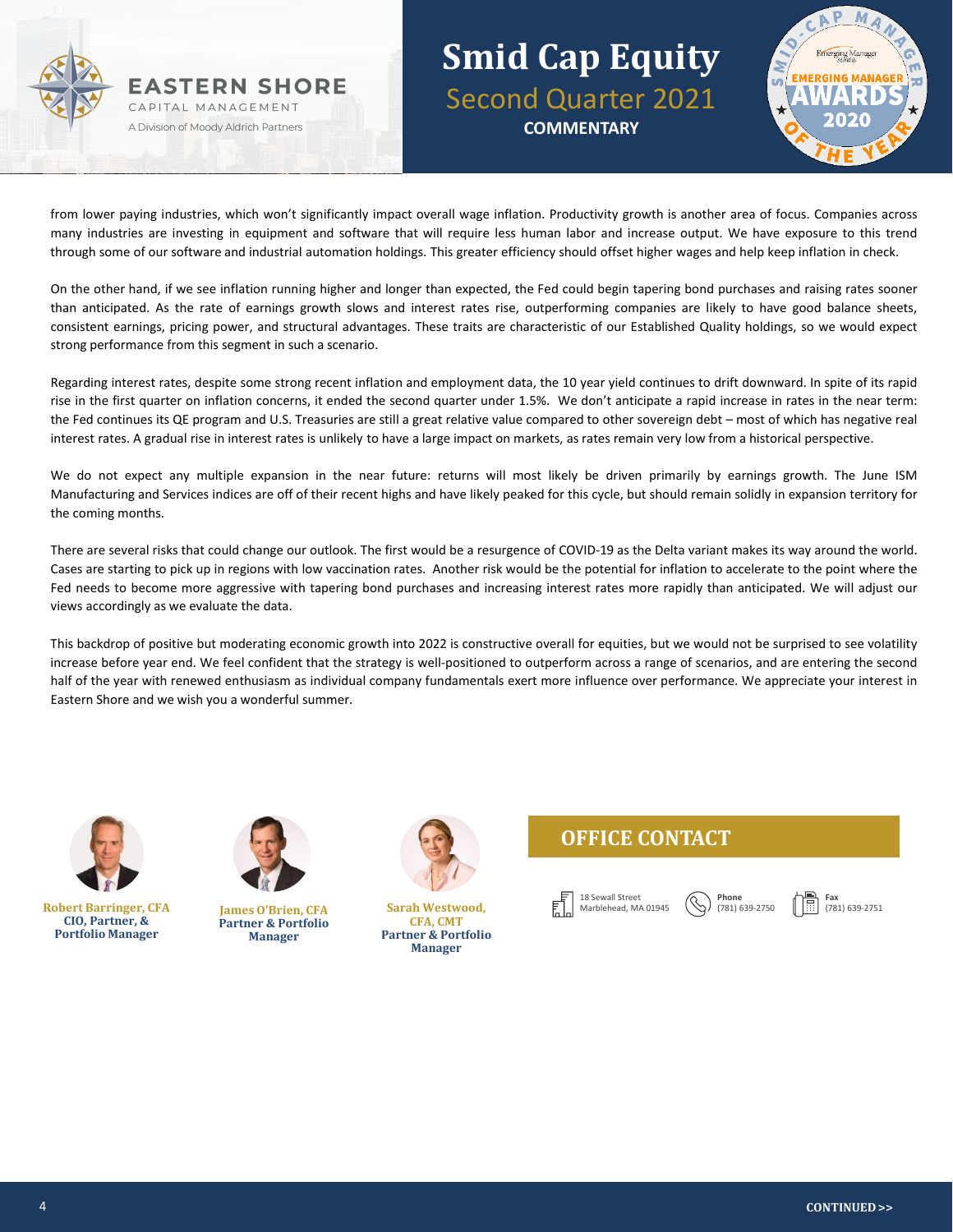from lower paying industries, which won't significantly impact overall wage inflation. Productivity growth is another area of focus. Companies across many industries are investing in equipment and software that will require less human labor and increase output. We have exposure to this trend through some of our software and industrial automation holdings. This greater efficiency should offset higher wages and help keep inflation in check.

On the other hand, if we see inflation running higher and longer than expected, the Fed could begin tapering bond purchases and raising rates sooner than anticipated. As the rate of earnings growth slows and interest rates rise, outperforming companies are likely to have good balance sheets, consistent earnings, pricing power, and structural advantages. These traits are characteristic of our Established Quality holdings, so we would expect strong performance from this segment in such a scenario.

Regarding interest rates, despite some strong recent inflation and employment data, the 10 year yield continues to drift downward. In spite of its rapid rise in the first quarter on inflation concerns, it ended the second quarter under 1.5%. We don't anticipate a rapid increase in rates in the near term: the Fed continues its QE program and U.S. Treasuries are still a great relative value compared to other sovereign debt – most of which has negative real interest rates. A gradual rise in interest rates is unlikely to have a large impact on markets, as rates remain very low from a historical perspective.

We do not expect any multiple expansion in the near future: returns will most likely be driven primarily by earnings growth. The June ISM Manufacturing and Services indices are off of their recent highs and have likely peaked for this cycle, but should remain solidly in expansion territory for the coming months.

There are several risks that could change our outlook. The first would be a resurgence of COVID-19 as the Delta variant makes its way around the world. Cases are starting to pick up in regions with low vaccination rates. Another risk would be the potential for inflation to accelerate to the point where the Fed needs to become more aggressive with tapering bond purchases and increasing interest rates more rapidly than anticipated. We will adjust our views accordingly as we evaluate the data.

This backdrop of positive but moderating economic growth into 2022 is constructive overall for equities, but we would not be surprised to see volatility increase before year end. We feel confident that the strategy is well-positioned to outperform across a range of scenarios, and are entering the second half of the year with renewed enthusiasm as individual company fundamentals exert more influence over performance. We appreciate your interest in Eastern Shore and we wish you a wonderful summer.

**Robert Barringer, CFA**
**CIO, Partner, & Portfolio Manager**

**James O'Brien, CFA**
**Partner & Portfolio Manager**

**Sarah Westwood, CFA, CMT**
**Partner & Portfolio Manager**

## OFFICE CONTACT

18 Sewall Street
Marblehead, MA 01945

**Phone**
(781) 639-2750

**Fax**
(781) 639-2751

**CONTINUED >>**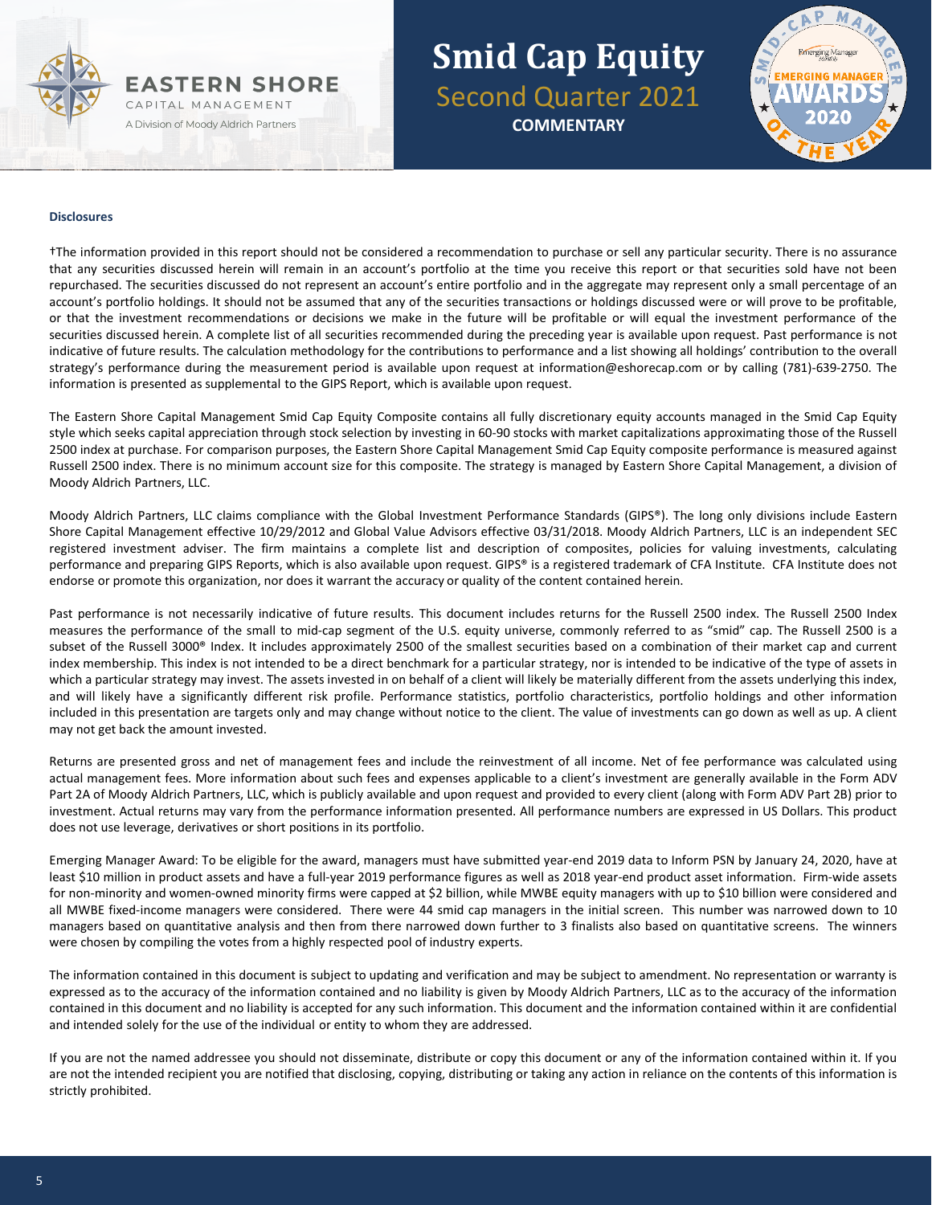# Smid Cap Equity

## Second Quarter 2021

**COMMENTARY**

### Disclosures

†The information provided in this report should not be considered a recommendation to purchase or sell any particular security. There is no assurance that any securities discussed herein will remain in an account's portfolio at the time you receive this report or that securities sold have not been repurchased. The securities discussed do not represent an account's entire portfolio and in the aggregate may represent only a small percentage of an account's portfolio holdings. It should not be assumed that any of the securities transactions or holdings discussed were or will prove to be profitable, or that the investment recommendations or decisions we make in the future will be profitable or will equal the investment performance of the securities discussed herein. A complete list of all securities recommended during the preceding year is available upon request. Past performance is not indicative of future results. The calculation methodology for the contributions to performance and a list showing all holdings' contribution to the overall strategy's performance during the measurement period is available upon request at information@eshorecap.com or by calling (781)-639-2750. The information is presented as supplemental to the GIPS Report, which is available upon request.

The Eastern Shore Capital Management Smid Cap Equity Composite contains all fully discretionary equity accounts managed in the Smid Cap Equity style which seeks capital appreciation through stock selection by investing in 60-90 stocks with market capitalizations approximating those of the Russell 2500 index at purchase. For comparison purposes, the Eastern Shore Capital Management Smid Cap Equity composite performance is measured against Russell 2500 index. There is no minimum account size for this composite. The strategy is managed by Eastern Shore Capital Management, a division of Moody Aldrich Partners, LLC.

Moody Aldrich Partners, LLC claims compliance with the Global Investment Performance Standards (GIPS®). The long only divisions include Eastern Shore Capital Management effective 10/29/2012 and Global Value Advisors effective 03/31/2018. Moody Aldrich Partners, LLC is an independent SEC registered investment adviser. The firm maintains a complete list and description of composites, policies for valuing investments, calculating performance and preparing GIPS Reports, which is also available upon request. GIPS® is a registered trademark of CFA Institute. CFA Institute does not endorse or promote this organization, nor does it warrant the accuracy or quality of the content contained herein.

Past performance is not necessarily indicative of future results. This document includes returns for the Russell 2500 index. The Russell 2500 Index measures the performance of the small to mid-cap segment of the U.S. equity universe, commonly referred to as "smid" cap. The Russell 2500 is a subset of the Russell 3000® Index. It includes approximately 2500 of the smallest securities based on a combination of their market cap and current index membership. This index is not intended to be a direct benchmark for a particular strategy, nor is intended to be indicative of the type of assets in which a particular strategy may invest. The assets invested in on behalf of a client will likely be materially different from the assets underlying this index, and will likely have a significantly different risk profile. Performance statistics, portfolio characteristics, portfolio holdings and other information included in this presentation are targets only and may change without notice to the client. The value of investments can go down as well as up. A client may not get back the amount invested.

Returns are presented gross and net of management fees and include the reinvestment of all income. Net of fee performance was calculated using actual management fees. More information about such fees and expenses applicable to a client's investment are generally available in the Form ADV Part 2A of Moody Aldrich Partners, LLC, which is publicly available and upon request and provided to every client (along with Form ADV Part 2B) prior to investment. Actual returns may vary from the performance information presented. All performance numbers are expressed in US Dollars. This product does not use leverage, derivatives or short positions in its portfolio.

Emerging Manager Award: To be eligible for the award, managers must have submitted year-end 2019 data to Inform PSN by January 24, 2020, have at least $10 million in product assets and have a full-year 2019 performance figures as well as 2018 year-end product asset information. Firm-wide assets for non-minority and women-owned minority firms were capped at $2 billion, while MWBE equity managers with up to $10 billion were considered and all MWBE fixed-income managers were considered. There were 44 smid cap managers in the initial screen. This number was narrowed down to 10 managers based on quantitative analysis and then from there narrowed down further to 3 finalists also based on quantitative screens. The winners were chosen by compiling the votes from a highly respected pool of industry experts.

The information contained in this document is subject to updating and verification and may be subject to amendment. No representation or warranty is expressed as to the accuracy of the information contained and no liability is given by Moody Aldrich Partners, LLC as to the accuracy of the information contained in this document and no liability is accepted for any such information. This document and the information contained within it are confidential and intended solely for the use of the individual or entity to whom they are addressed.

If you are not the named addressee you should not disseminate, distribute or copy this document or any of the information contained within it. If you are not the intended recipient you are notified that disclosing, copying, distributing or taking any action in reliance on the contents of this information is strictly prohibited.